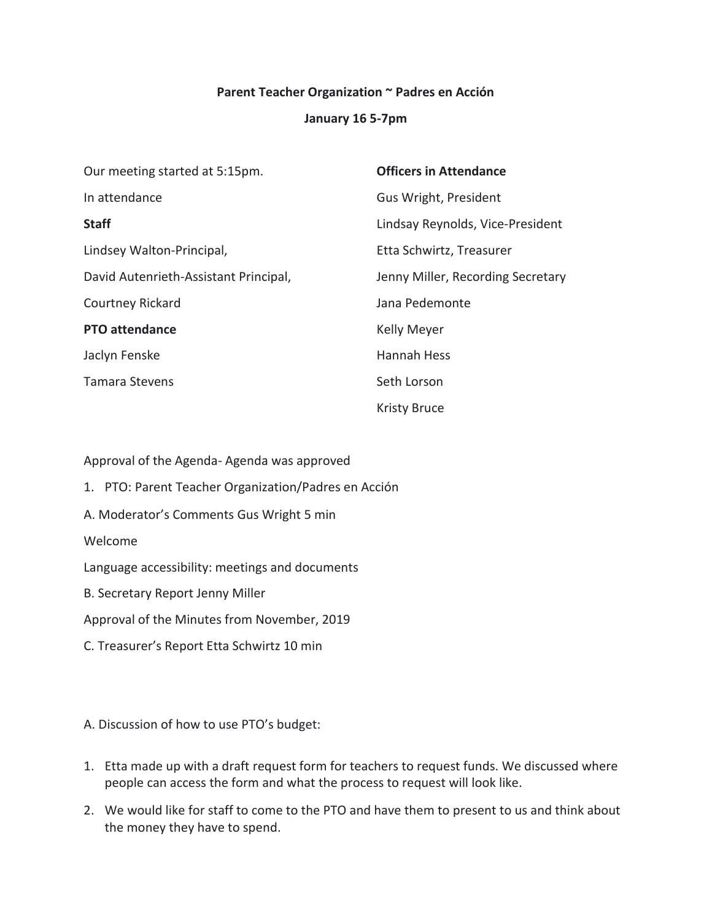**Parent Teacher Organization ~ Padres en Acción**

**January 16 5-7pm**

Our meeting started at 5:15pm.

In attendance

**Staff**

Lindsey Walton-Principal,

David Autenrieth-Assistant Principal,

Courtney Rickard

**PTO attendance**

Jaclyn Fenske

Tamara Stevens

**Officers in Attendance**

Gus Wright, President

Lindsay Reynolds, Vice-President

Etta Schwirtz, Treasurer

Jenny Miller, Recording Secretary

Jana Pedemonte

Kelly Meyer

Hannah Hess

Seth Lorson

Kristy Bruce

Approval of the Agenda- Agenda was approved

1. PTO: Parent Teacher Organization/Padres en Acción

A. Moderator's Comments Gus Wright 5 min

Welcome

Language accessibility: meetings and documents

B. Secretary Report Jenny Miller

Approval of the Minutes from November, 2019

C. Treasurer's Report Etta Schwirtz 10 min

A. Discussion of how to use PTO's budget:

1. Etta made up with a draft request form for teachers to request funds. We discussed where people can access the form and what the process to request will look like.
2. We would like for staff to come to the PTO and have them to present to us and think about the money they have to spend.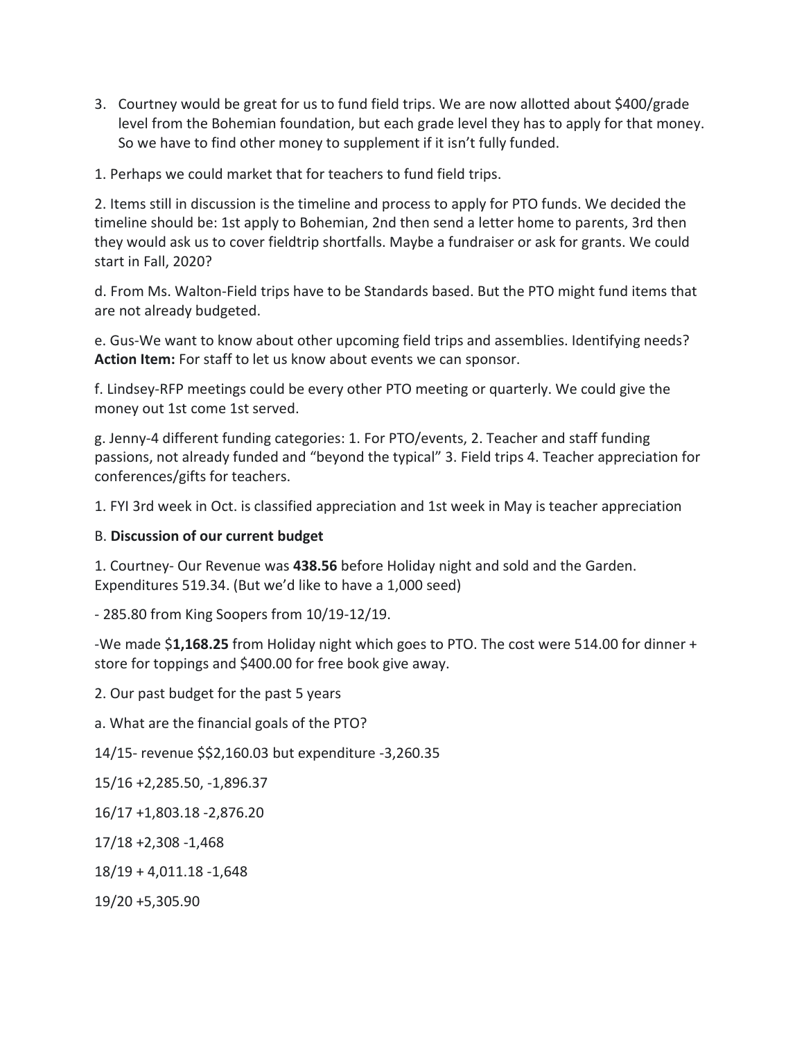3. Courtney would be great for us to fund field trips. We are now allotted about $400/grade level from the Bohemian foundation, but each grade level they has to apply for that money. So we have to find other money to supplement if it isn't fully funded.

1. Perhaps we could market that for teachers to fund field trips.

2. Items still in discussion is the timeline and process to apply for PTO funds. We decided the timeline should be: 1st apply to Bohemian, 2nd then send a letter home to parents, 3rd then they would ask us to cover fieldtrip shortfalls. Maybe a fundraiser or ask for grants. We could start in Fall, 2020?

d. From Ms. Walton-Field trips have to be Standards based. But the PTO might fund items that are not already budgeted.

e. Gus-We want to know about other upcoming field trips and assemblies. Identifying needs? **Action Item:** For staff to let us know about events we can sponsor.

f. Lindsey-RFP meetings could be every other PTO meeting or quarterly. We could give the money out 1st come 1st served.

g. Jenny-4 different funding categories: 1. For PTO/events, 2. Teacher and staff funding passions, not already funded and "beyond the typical" 3. Field trips 4. Teacher appreciation for conferences/gifts for teachers.

1. FYI 3rd week in Oct. is classified appreciation and 1st week in May is teacher appreciation

B. **Discussion of our current budget**

1. Courtney- Our Revenue was **438.56** before Holiday night and sold and the Garden. Expenditures 519.34. (But we'd like to have a 1,000 seed)

- 285.80 from King Soopers from 10/19-12/19.

-We made $**1,168.25** from Holiday night which goes to PTO. The cost were 514.00 for dinner + store for toppings and $400.00 for free book give away.

2. Our past budget for the past 5 years

a. What are the financial goals of the PTO?

14/15- revenue $$2,160.03 but expenditure -3,260.35

15/16 +2,285.50, -1,896.37

16/17 +1,803.18 -2,876.20

17/18 +2,308 -1,468

18/19 + 4,011.18 -1,648

19/20 +5,305.90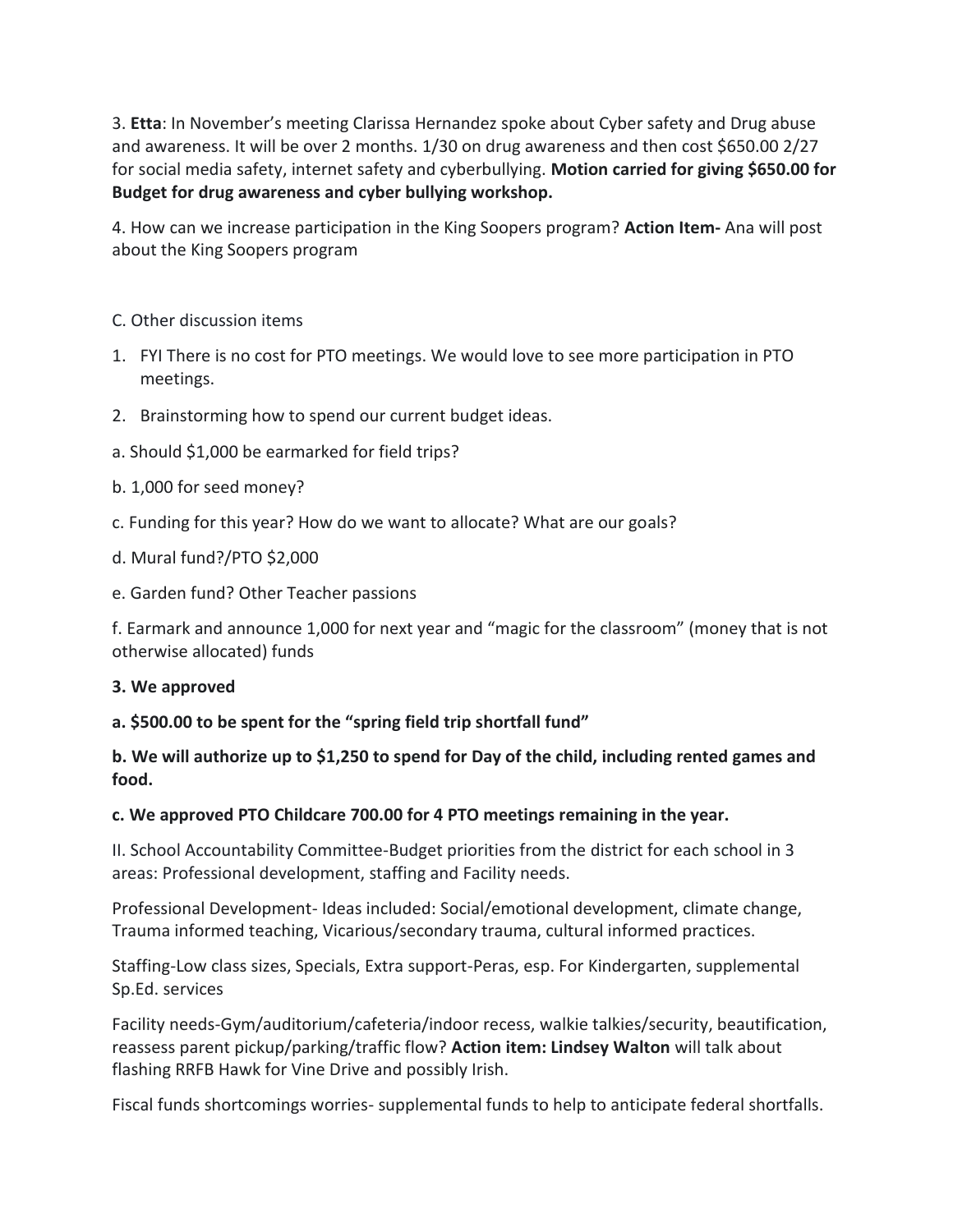3. **Etta**: In November's meeting Clarissa Hernandez spoke about Cyber safety and Drug abuse and awareness. It will be over 2 months. 1/30 on drug awareness and then cost $650.00 2/27 for social media safety, internet safety and cyberbullying. **Motion carried for giving $650.00 for Budget for drug awareness and cyber bullying workshop.**

4. How can we increase participation in the King Soopers program? **Action Item-** Ana will post about the King Soopers program

C. Other discussion items

1. FYI There is no cost for PTO meetings. We would love to see more participation in PTO meetings.
2. Brainstorming how to spend our current budget ideas.

a. Should $1,000 be earmarked for field trips?

b. 1,000 for seed money?

c. Funding for this year? How do we want to allocate? What are our goals?

d. Mural fund?/PTO $2,000

e. Garden fund? Other Teacher passions

f. Earmark and announce 1,000 for next year and "magic for the classroom" (money that is not otherwise allocated) funds

**3. We approved**

**a. $500.00 to be spent for the "spring field trip shortfall fund"**

**b. We will authorize up to $1,250 to spend for Day of the child, including rented games and food.**

**c. We approved PTO Childcare 700.00 for 4 PTO meetings remaining in the year.**

II. School Accountability Committee-Budget priorities from the district for each school in 3 areas: Professional development, staffing and Facility needs.

Professional Development- Ideas included: Social/emotional development, climate change, Trauma informed teaching, Vicarious/secondary trauma, cultural informed practices.

Staffing-Low class sizes, Specials, Extra support-Peras, esp. For Kindergarten, supplemental Sp.Ed. services

Facility needs-Gym/auditorium/cafeteria/indoor recess, walkie talkies/security, beautification, reassess parent pickup/parking/traffic flow? **Action item: Lindsey Walton** will talk about flashing RRFB Hawk for Vine Drive and possibly Irish.

Fiscal funds shortcomings worries- supplemental funds to help to anticipate federal shortfalls.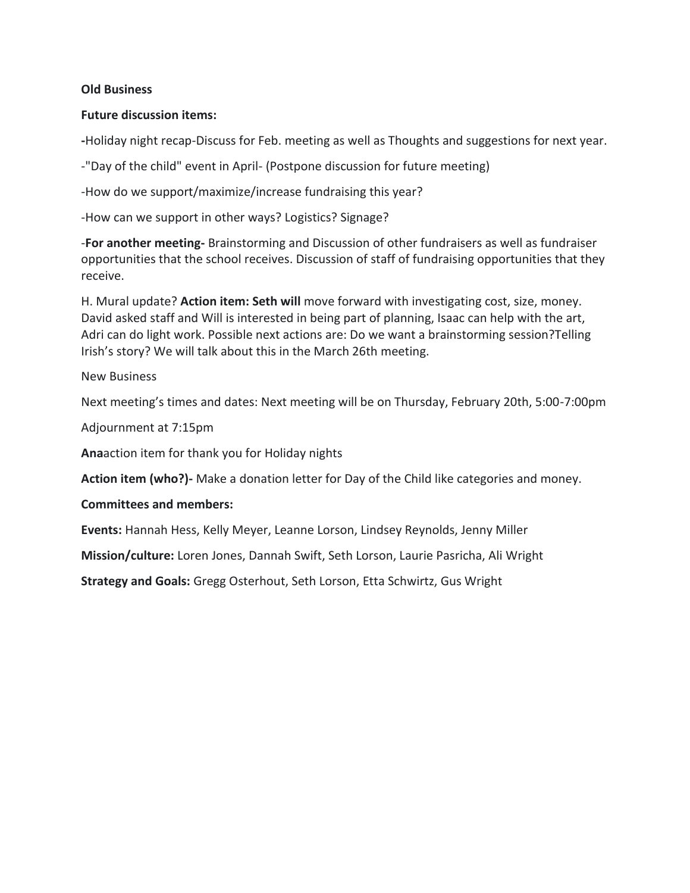**Old Business**

**Future discussion items:**

**-**Holiday night recap-Discuss for Feb. meeting as well as Thoughts and suggestions for next year.

-"Day of the child" event in April- (Postpone discussion for future meeting)

-How do we support/maximize/increase fundraising this year?

-How can we support in other ways? Logistics? Signage?

-**For another meeting-** Brainstorming and Discussion of other fundraisers as well as fundraiser opportunities that the school receives. Discussion of staff of fundraising opportunities that they receive.

H. Mural update? **Action item: Seth will** move forward with investigating cost, size, money. David asked staff and Will is interested in being part of planning, Isaac can help with the art, Adri can do light work. Possible next actions are: Do we want a brainstorming session?Telling Irish's story? We will talk about this in the March 26th meeting.

New Business

Next meeting's times and dates: Next meeting will be on Thursday, February 20th, 5:00-7:00pm

Adjournment at 7:15pm

**Ana**action item for thank you for Holiday nights

**Action item (who?)-** Make a donation letter for Day of the Child like categories and money.

**Committees and members:**

**Events:** Hannah Hess, Kelly Meyer, Leanne Lorson, Lindsey Reynolds, Jenny Miller

**Mission/culture:** Loren Jones, Dannah Swift, Seth Lorson, Laurie Pasricha, Ali Wright

**Strategy and Goals:** Gregg Osterhout, Seth Lorson, Etta Schwirtz, Gus Wright